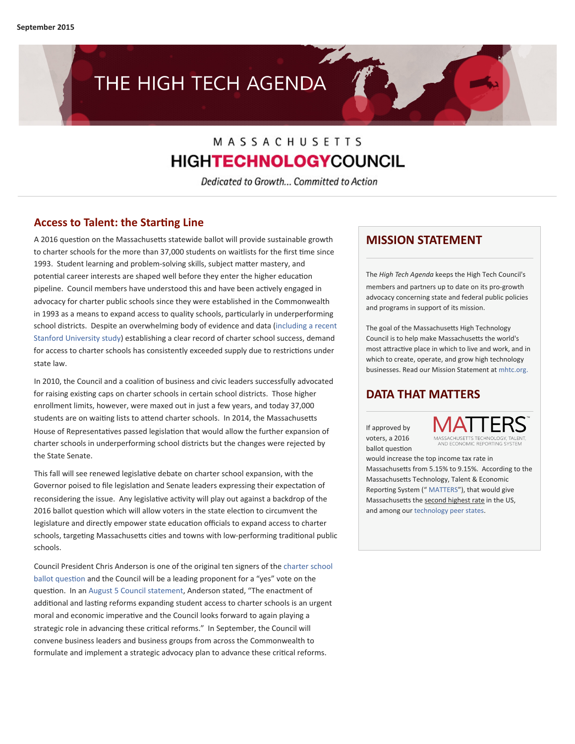September 2015

# THE HIGH TECH AGENDA

MASSACHUSETTS
HIGHTECHNOLOGYCOUNCIL

*Dedicated to Growth... Committed to Action*

## Access to Talent: the Starting Line

A 2016 question on the Massachusetts statewide ballot will provide sustainable growth to charter schools for the more than 37,000 students on waitlists for the first time since 1993. Student learning and problem-solving skills, subject matter mastery, and potential career interests are shaped well before they enter the higher education pipeline. Council members have understood this and have been actively engaged in advocacy for charter public schools since they were established in the Commonwealth in 1993 as a means to expand access to quality schools, particularly in underperforming school districts. Despite an overwhelming body of evidence and data (including a recent Stanford University study) establishing a clear record of charter school success, demand for access to charter schools has consistently exceeded supply due to restrictions under state law.

In 2010, the Council and a coalition of business and civic leaders successfully advocated for raising existing caps on charter schools in certain school districts. Those higher enrollment limits, however, were maxed out in just a few years, and today 37,000 students are on waiting lists to attend charter schools. In 2014, the Massachusetts House of Representatives passed legislation that would allow the further expansion of charter schools in underperforming school districts but the changes were rejected by the State Senate.

This fall will see renewed legislative debate on charter school expansion, with the Governor poised to file legislation and Senate leaders expressing their expectation of reconsidering the issue. Any legislative activity will play out against a backdrop of the 2016 ballot question which will allow voters in the state election to circumvent the legislature and directly empower state education officials to expand access to charter schools, targeting Massachusetts cities and towns with low-performing traditional public schools.

Council President Chris Anderson is one of the original ten signers of the charter school ballot question and the Council will be a leading proponent for a "yes" vote on the question. In an August 5 Council statement, Anderson stated, "The enactment of additional and lasting reforms expanding student access to charter schools is an urgent moral and economic imperative and the Council looks forward to again playing a strategic role in advancing these critical reforms." In September, the Council will convene business leaders and business groups from across the Commonwealth to formulate and implement a strategic advocacy plan to advance these critical reforms.

## MISSION STATEMENT

The *High Tech Agenda* keeps the High Tech Council's members and partners up to date on its pro-growth advocacy concerning state and federal public policies and programs in support of its mission.

The goal of the Massachusetts High Technology Council is to help make Massachusetts the world's most attractive place in which to live and work, and in which to create, operate, and grow high technology businesses. Read our Mission Statement at mhtc.org.

## DATA THAT MATTERS

MATTERS™
MASSACHUSETTS TECHNOLOGY, TALENT, AND ECONOMIC REPORTING SYSTEM

If approved by voters, a 2016 ballot question would increase the top income tax rate in Massachusetts from 5.15% to 9.15%. According to the Massachusetts Technology, Talent & Economic Reporting System ("MATTERS"), that would give Massachusetts the second highest rate in the US, and among our technology peer states.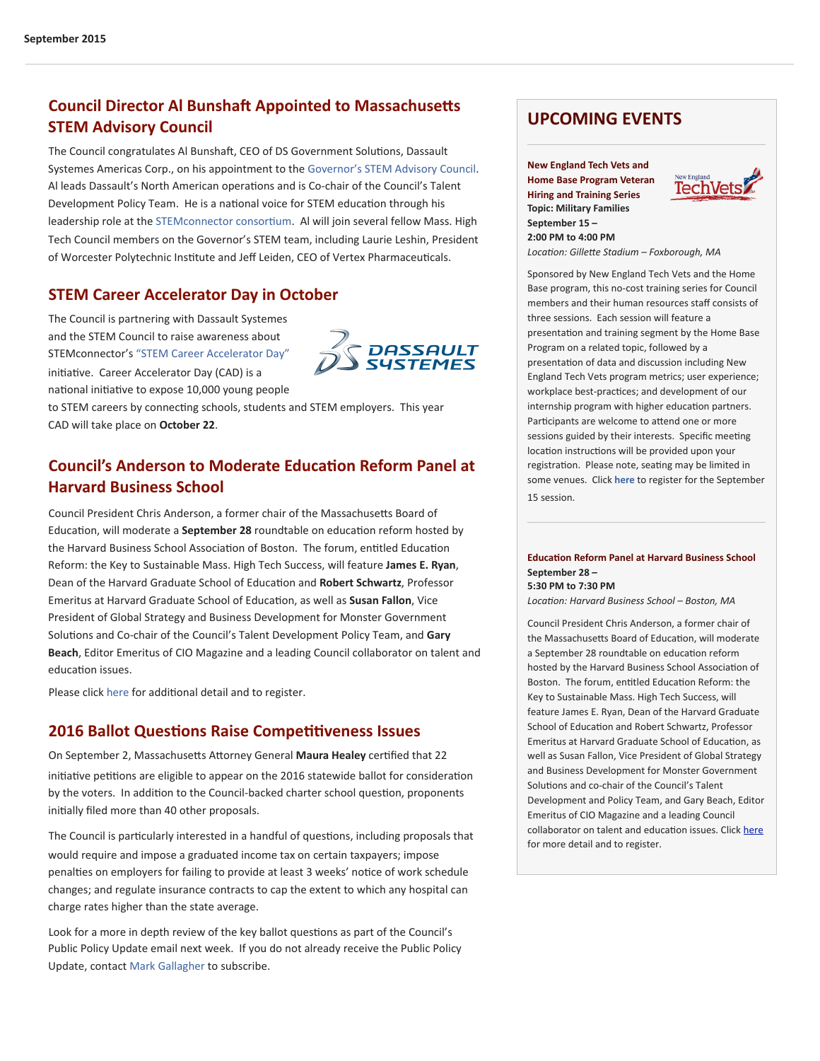September 2015

## Council Director Al Bunshaft Appointed to Massachusetts STEM Advisory Council

The Council congratulates Al Bunshaft, CEO of DS Government Solutions, Dassault Systemes Americas Corp., on his appointment to the Governor's STEM Advisory Council. Al leads Dassault's North American operations and is Co-chair of the Council's Talent Development Policy Team. He is a national voice for STEM education through his leadership role at the STEMconnector consortium. Al will join several fellow Mass. High Tech Council members on the Governor's STEM team, including Laurie Leshin, President of Worcester Polytechnic Institute and Jeff Leiden, CEO of Vertex Pharmaceuticals.

## STEM Career Accelerator Day in October

The Council is partnering with Dassault Systemes and the STEM Council to raise awareness about STEMconnector's "STEM Career Accelerator Day" initiative. Career Accelerator Day (CAD) is a national initiative to expose 10,000 young people to STEM careers by connecting schools, students and STEM employers. This year CAD will take place on **October 22**.

## Council's Anderson to Moderate Education Reform Panel at Harvard Business School

Council President Chris Anderson, a former chair of the Massachusetts Board of Education, will moderate a **September 28** roundtable on education reform hosted by the Harvard Business School Association of Boston. The forum, entitled Education Reform: the Key to Sustainable Mass. High Tech Success, will feature **James E. Ryan**, Dean of the Harvard Graduate School of Education and **Robert Schwartz**, Professor Emeritus at Harvard Graduate School of Education, as well as **Susan Fallon**, Vice President of Global Strategy and Business Development for Monster Government Solutions and Co-chair of the Council's Talent Development Policy Team, and **Gary Beach**, Editor Emeritus of CIO Magazine and a leading Council collaborator on talent and education issues.

Please click here for additional detail and to register.

## 2016 Ballot Questions Raise Competitiveness Issues

On September 2, Massachusetts Attorney General **Maura Healey** certified that 22 initiative petitions are eligible to appear on the 2016 statewide ballot for consideration by the voters. In addition to the Council-backed charter school question, proponents initially filed more than 40 other proposals.

The Council is particularly interested in a handful of questions, including proposals that would require and impose a graduated income tax on certain taxpayers; impose penalties on employers for failing to provide at least 3 weeks' notice of work schedule changes; and regulate insurance contracts to cap the extent to which any hospital can charge rates higher than the state average.

Look for a more in depth review of the key ballot questions as part of the Council's Public Policy Update email next week. If you do not already receive the Public Policy Update, contact Mark Gallagher to subscribe.

## UPCOMING EVENTS

**New England Tech Vets and Home Base Program Veteran Hiring and Training Series**
**Topic: Military Families**
**September 15 –**
**2:00 PM to 4:00 PM**
*Location: Gillette Stadium – Foxborough, MA*

Sponsored by New England Tech Vets and the Home Base program, this no-cost training series for Council members and their human resources staff consists of three sessions. Each session will feature a presentation and training segment by the Home Base Program on a related topic, followed by a presentation of data and discussion including New England Tech Vets program metrics; user experience; workplace best-practices; and development of our internship program with higher education partners. Participants are welcome to attend one or more sessions guided by their interests. Specific meeting location instructions will be provided upon your registration. Please note, seating may be limited in some venues. Click **here** to register for the September 15 session.

**Education Reform Panel at Harvard Business School**
**September 28 –**
**5:30 PM to 7:30 PM**
*Location: Harvard Business School – Boston, MA*

Council President Chris Anderson, a former chair of the Massachusetts Board of Education, will moderate a September 28 roundtable on education reform hosted by the Harvard Business School Association of Boston. The forum, entitled Education Reform: the Key to Sustainable Mass. High Tech Success, will feature James E. Ryan, Dean of the Harvard Graduate School of Education and Robert Schwartz, Professor Emeritus at Harvard Graduate School of Education, as well as Susan Fallon, Vice President of Global Strategy and Business Development for Monster Government Solutions and co-chair of the Council's Talent Development and Policy Team, and Gary Beach, Editor Emeritus of CIO Magazine and a leading Council collaborator on talent and education issues. Click here for more detail and to register.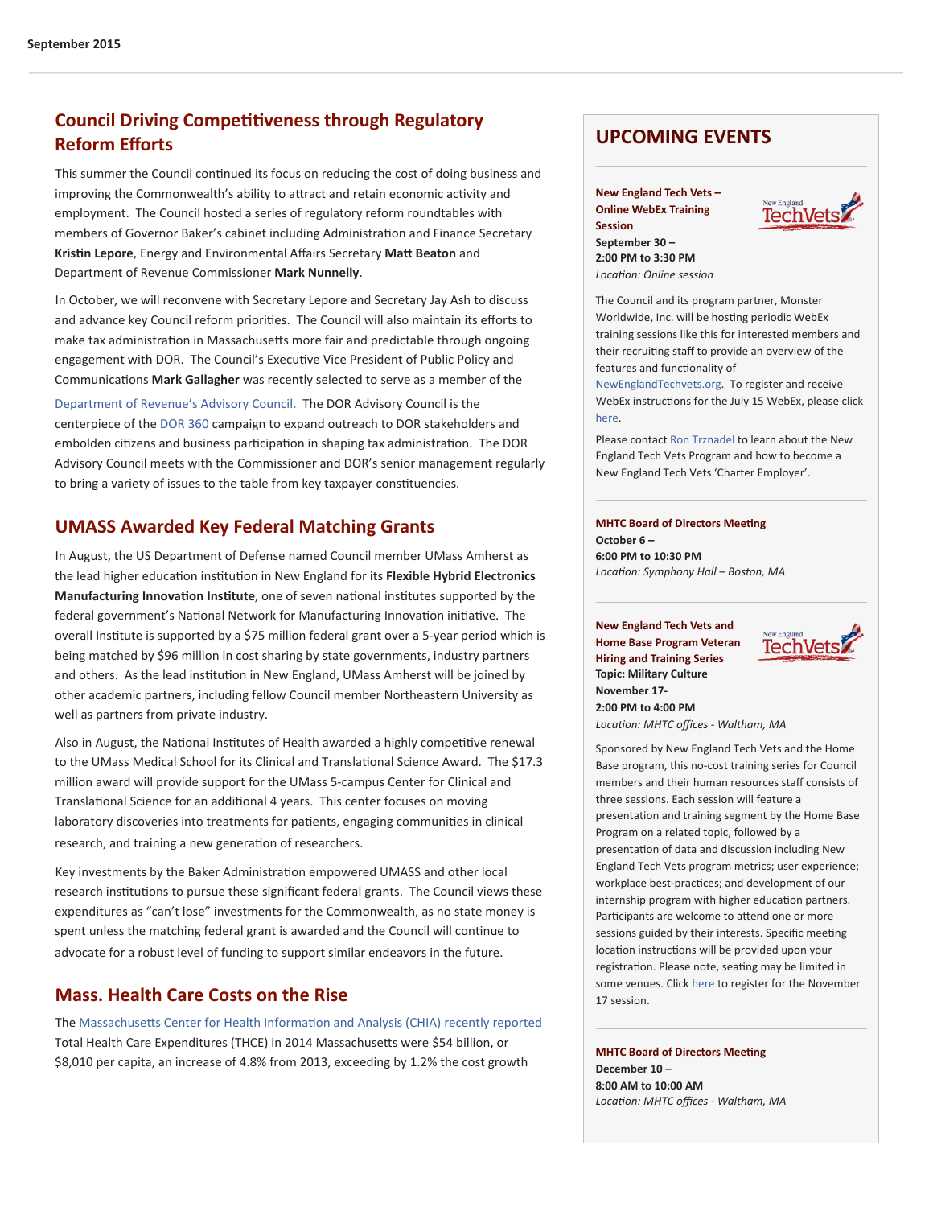## Council Driving Competitiveness through Regulatory Reform Efforts

This summer the Council continued its focus on reducing the cost of doing business and improving the Commonwealth's ability to attract and retain economic activity and employment. The Council hosted a series of regulatory reform roundtables with members of Governor Baker's cabinet including Administration and Finance Secretary **Kristin Lepore**, Energy and Environmental Affairs Secretary **Matt Beaton** and Department of Revenue Commissioner **Mark Nunnelly**.

In October, we will reconvene with Secretary Lepore and Secretary Jay Ash to discuss and advance key Council reform priorities. The Council will also maintain its efforts to make tax administration in Massachusetts more fair and predictable through ongoing engagement with DOR. The Council's Executive Vice President of Public Policy and Communications **Mark Gallagher** was recently selected to serve as a member of the Department of Revenue's Advisory Council. The DOR Advisory Council is the centerpiece of the DOR 360 campaign to expand outreach to DOR stakeholders and embolden citizens and business participation in shaping tax administration. The DOR Advisory Council meets with the Commissioner and DOR's senior management regularly to bring a variety of issues to the table from key taxpayer constituencies.

## UMASS Awarded Key Federal Matching Grants

In August, the US Department of Defense named Council member UMass Amherst as the lead higher education institution in New England for its **Flexible Hybrid Electronics Manufacturing Innovation Institute**, one of seven national institutes supported by the federal government's National Network for Manufacturing Innovation initiative. The overall Institute is supported by a $75 million federal grant over a 5-year period which is being matched by $96 million in cost sharing by state governments, industry partners and others. As the lead institution in New England, UMass Amherst will be joined by other academic partners, including fellow Council member Northeastern University as well as partners from private industry.

Also in August, the National Institutes of Health awarded a highly competitive renewal to the UMass Medical School for its Clinical and Translational Science Award. The $17.3 million award will provide support for the UMass 5-campus Center for Clinical and Translational Science for an additional 4 years. This center focuses on moving laboratory discoveries into treatments for patients, engaging communities in clinical research, and training a new generation of researchers.

Key investments by the Baker Administration empowered UMASS and other local research institutions to pursue these significant federal grants. The Council views these expenditures as "can't lose" investments for the Commonwealth, as no state money is spent unless the matching federal grant is awarded and the Council will continue to advocate for a robust level of funding to support similar endeavors in the future.

## Mass. Health Care Costs on the Rise

The Massachusetts Center for Health Information and Analysis (CHIA) recently reported Total Health Care Expenditures (THCE) in 2014 Massachusetts were $54 billion, or $8,010 per capita, an increase of 4.8% from 2013, exceeding by 1.2% the cost growth

## UPCOMING EVENTS

**New England Tech Vets – Online WebEx Training Session**
**September 30 –**
**2:00 PM to 3:30 PM**
*Location: Online session*

The Council and its program partner, Monster Worldwide, Inc. will be hosting periodic WebEx training sessions like this for interested members and their recruiting staff to provide an overview of the features and functionality of NewEnglandTechvets.org. To register and receive WebEx instructions for the July 15 WebEx, please click here.

Please contact Ron Trznadel to learn about the New England Tech Vets Program and how to become a New England Tech Vets 'Charter Employer'.

**MHTC Board of Directors Meeting**
**October 6 –**
**6:00 PM to 10:30 PM**
*Location: Symphony Hall – Boston, MA*

**New England Tech Vets and Home Base Program Veteran Hiring and Training Series**
**Topic: Military Culture**
**November 17-**
**2:00 PM to 4:00 PM**
*Location: MHTC offices - Waltham, MA*

Sponsored by New England Tech Vets and the Home Base program, this no-cost training series for Council members and their human resources staff consists of three sessions. Each session will feature a presentation and training segment by the Home Base Program on a related topic, followed by a presentation of data and discussion including New England Tech Vets program metrics; user experience; workplace best-practices; and development of our internship program with higher education partners. Participants are welcome to attend one or more sessions guided by their interests. Specific meeting location instructions will be provided upon your registration. Please note, seating may be limited in some venues. Click here to register for the November 17 session.

**MHTC Board of Directors Meeting**
**December 10 –**
**8:00 AM to 10:00 AM**
*Location: MHTC offices - Waltham, MA*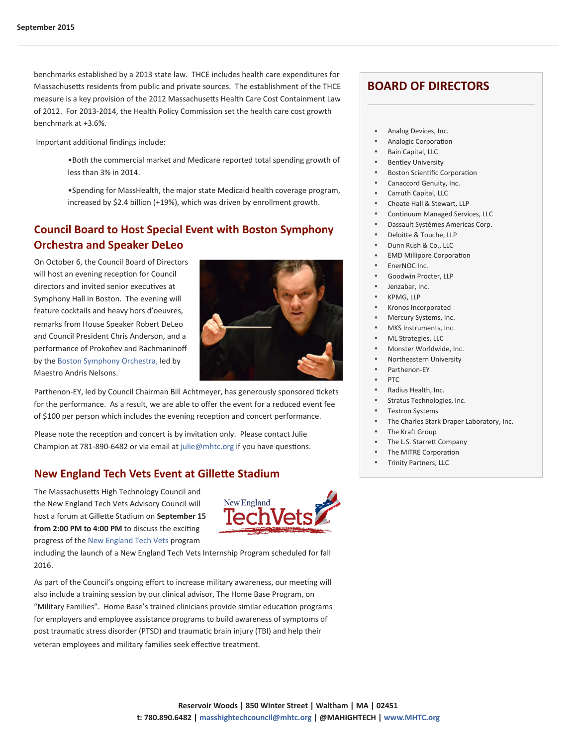benchmarks established by a 2013 state law. THCE includes health care expenditures for Massachusetts residents from public and private sources. The establishment of the THCE measure is a key provision of the 2012 Massachusetts Health Care Cost Containment Law of 2012. For 2013-2014, the Health Policy Commission set the health care cost growth benchmark at +3.6%.

Important additional findings include:

- Both the commercial market and Medicare reported total spending growth of less than 3% in 2014.
- Spending for MassHealth, the major state Medicaid health coverage program, increased by $2.4 billion (+19%), which was driven by enrollment growth.

## Council Board to Host Special Event with Boston Symphony Orchestra and Speaker DeLeo

On October 6, the Council Board of Directors will host an evening reception for Council directors and invited senior executives at Symphony Hall in Boston. The evening will feature cocktails and heavy hors d'oeuvres, remarks from House Speaker Robert DeLeo and Council President Chris Anderson, and a performance of Prokofiev and Rachmaninoff by the Boston Symphony Orchestra, led by Maestro Andris Nelsons.

Parthenon-EY, led by Council Chairman Bill Achtmeyer, has generously sponsored tickets for the performance. As a result, we are able to offer the event for a reduced event fee of $100 per person which includes the evening reception and concert performance.

Please note the reception and concert is by invitation only. Please contact Julie Champion at 781-890-6482 or via email at julie@mhtc.org if you have questions.

## New England Tech Vets Event at Gillette Stadium

The Massachusetts High Technology Council and the New England Tech Vets Advisory Council will host a forum at Gillette Stadium on **September 15 from 2:00 PM to 4:00 PM** to discuss the exciting progress of the New England Tech Vets program including the launch of a New England Tech Vets Internship Program scheduled for fall 2016.

As part of the Council's ongoing effort to increase military awareness, our meeting will also include a training session by our clinical advisor, The Home Base Program, on "Military Families". Home Base's trained clinicians provide similar education programs for employers and employee assistance programs to build awareness of symptoms of post traumatic stress disorder (PTSD) and traumatic brain injury (TBI) and help their veteran employees and military families seek effective treatment.

## BOARD OF DIRECTORS

- Analog Devices, Inc.
- Analogic Corporation
- Bain Capital, LLC
- Bentley University
- Boston Scientific Corporation
- Canaccord Genuity, Inc.
- Carruth Capital, LLC
- Choate Hall & Stewart, LLP
- Continuum Managed Services, LLC
- Dassault Systèmes Americas Corp.
- Deloitte & Touche, LLP
- Dunn Rush & Co., LLC
- EMD Millipore Corporation
- EnerNOC Inc.
- Goodwin Procter, LLP
- Jenzabar, Inc.
- KPMG, LLP
- Kronos Incorporated
- Mercury Systems, Inc.
- MKS Instruments, Inc.
- ML Strategies, LLC
- Monster Worldwide, Inc.
- Northeastern University
- Parthenon-EY
- PTC
- Radius Health, Inc.
- Stratus Technologies, Inc.
- Textron Systems
- The Charles Stark Draper Laboratory, Inc.
- The Kraft Group
- The L.S. Starrett Company
- The MITRE Corporation
- Trinity Partners, LLC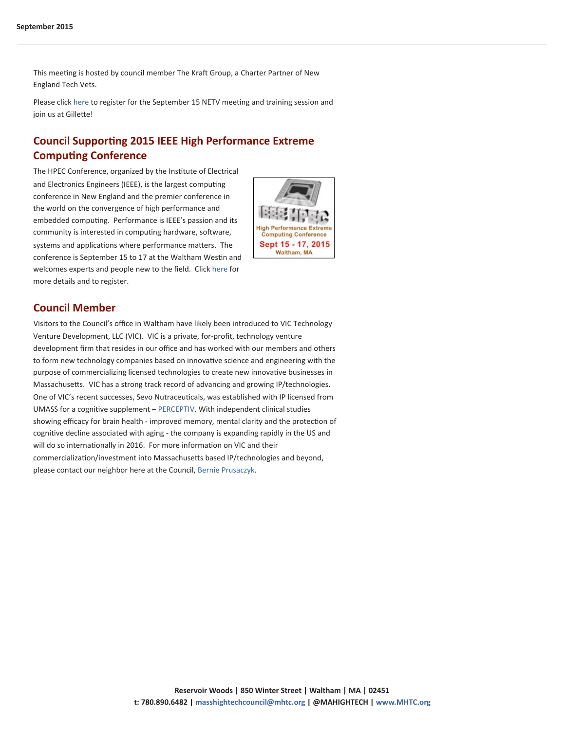This meeting is hosted by council member The Kraft Group, a Charter Partner of New England Tech Vets.

Please click here to register for the September 15 NETV meeting and training session and join us at Gillette!

## Council Supporting 2015 IEEE High Performance Extreme Computing Conference

The HPEC Conference, organized by the Institute of Electrical and Electronics Engineers (IEEE), is the largest computing conference in New England and the premier conference in the world on the convergence of high performance and embedded computing. Performance is IEEE's passion and its community is interested in computing hardware, software, systems and applications where performance matters. The conference is September 15 to 17 at the Waltham Westin and welcomes experts and people new to the field. Click here for more details and to register.

## Council Member

Visitors to the Council's office in Waltham have likely been introduced to VIC Technology Venture Development, LLC (VIC). VIC is a private, for-profit, technology venture development firm that resides in our office and has worked with our members and others to form new technology companies based on innovative science and engineering with the purpose of commercializing licensed technologies to create new innovative businesses in Massachusetts. VIC has a strong track record of advancing and growing IP/technologies. One of VIC's recent successes, Sevo Nutraceuticals, was established with IP licensed from UMASS for a cognitive supplement – PERCEPTIV. With independent clinical studies showing efficacy for brain health - improved memory, mental clarity and the protection of cognitive decline associated with aging - the company is expanding rapidly in the US and will do so internationally in 2016. For more information on VIC and their commercialization/investment into Massachusetts based IP/technologies and beyond, please contact our neighbor here at the Council, Bernie Prusaczyk.